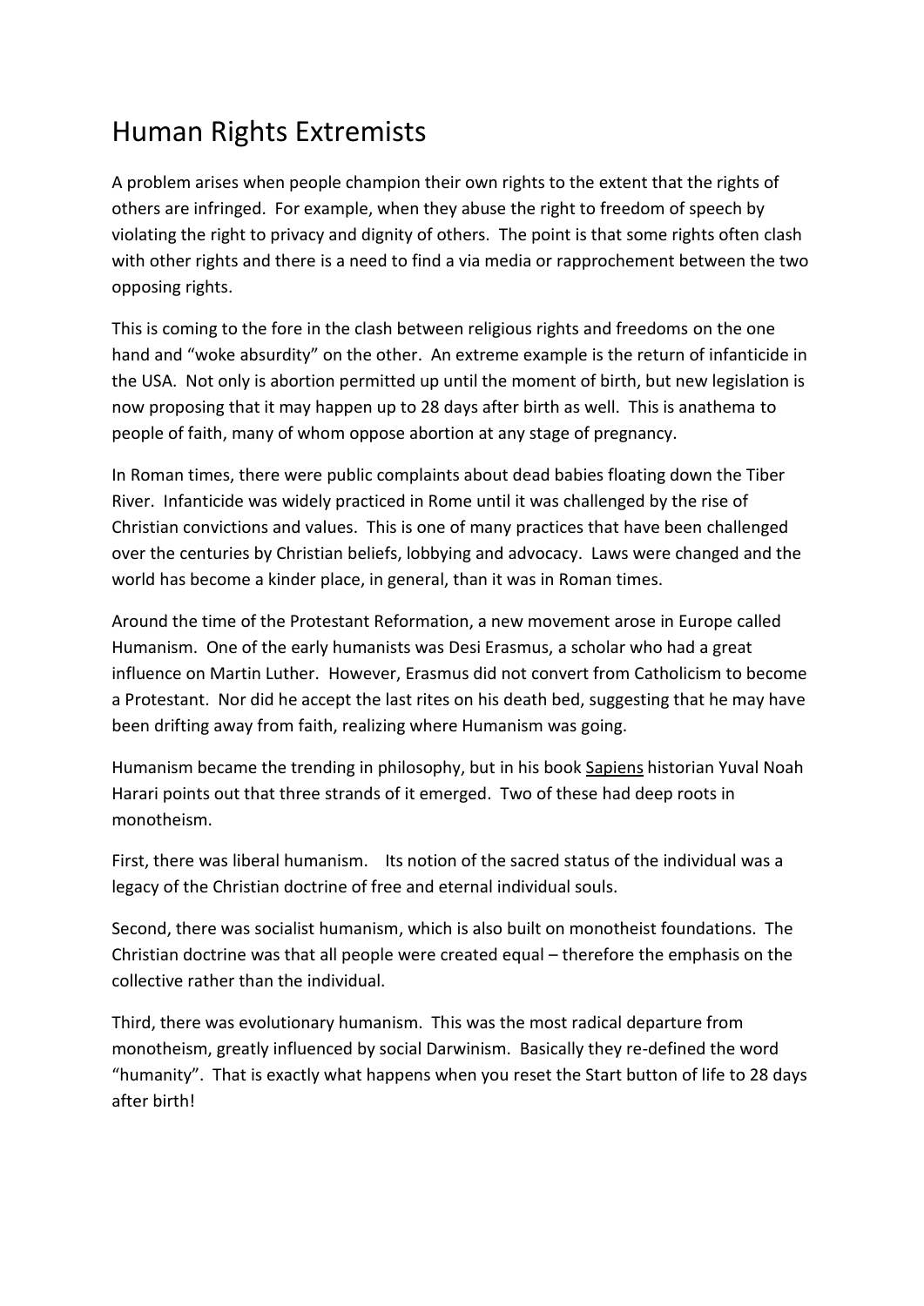# Human Rights Extremists

A problem arises when people champion their own rights to the extent that the rights of others are infringed. For example, when they abuse the right to freedom of speech by violating the right to privacy and dignity of others. The point is that some rights often clash with other rights and there is a need to find a via media or rapprochement between the two opposing rights.

This is coming to the fore in the clash between religious rights and freedoms on the one hand and "woke absurdity" on the other. An extreme example is the return of infanticide in the USA. Not only is abortion permitted up until the moment of birth, but new legislation is now proposing that it may happen up to 28 days after birth as well. This is anathema to people of faith, many of whom oppose abortion at any stage of pregnancy.

In Roman times, there were public complaints about dead babies floating down the Tiber River. Infanticide was widely practiced in Rome until it was challenged by the rise of Christian convictions and values. This is one of many practices that have been challenged over the centuries by Christian beliefs, lobbying and advocacy. Laws were changed and the world has become a kinder place, in general, than it was in Roman times.

Around the time of the Protestant Reformation, a new movement arose in Europe called Humanism. One of the early humanists was Desi Erasmus, a scholar who had a great influence on Martin Luther. However, Erasmus did not convert from Catholicism to become a Protestant. Nor did he accept the last rites on his death bed, suggesting that he may have been drifting away from faith, realizing where Humanism was going.

Humanism became the trending in philosophy, but in his book <u>Sapiens</u> historian Yuval Noah Harari points out that three strands of it emerged. Two of these had deep roots in monotheism.

First, there was liberal humanism. Its notion of the sacred status of the individual was a legacy of the Christian doctrine of free and eternal individual souls.

Second, there was socialist humanism, which is also built on monotheist foundations. The Christian doctrine was that all people were created equal – therefore the emphasis on the collective rather than the individual.

Third, there was evolutionary humanism. This was the most radical departure from monotheism, greatly influenced by social Darwinism. Basically they re-defined the word "humanity". That is exactly what happens when you reset the Start button of life to 28 days after birth!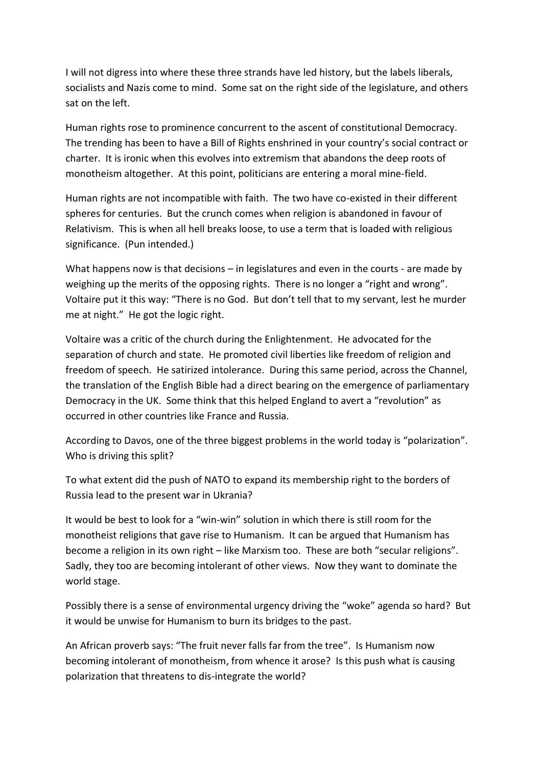I will not digress into where these three strands have led history, but the labels liberals, socialists and Nazis come to mind. Some sat on the right side of the legislature, and others sat on the left.

Human rights rose to prominence concurrent to the ascent of constitutional Democracy. The trending has been to have a Bill of Rights enshrined in your country's social contract or charter. It is ironic when this evolves into extremism that abandons the deep roots of monotheism altogether. At this point, politicians are entering a moral mine-field.

Human rights are not incompatible with faith. The two have co-existed in their different spheres for centuries. But the crunch comes when religion is abandoned in favour of Relativism. This is when all hell breaks loose, to use a term that is loaded with religious significance. (Pun intended.)

What happens now is that decisions – in legislatures and even in the courts - are made by weighing up the merits of the opposing rights. There is no longer a "right and wrong". Voltaire put it this way: "There is no God. But don't tell that to my servant, lest he murder me at night." He got the logic right.

Voltaire was a critic of the church during the Enlightenment. He advocated for the separation of church and state. He promoted civil liberties like freedom of religion and freedom of speech. He satirized intolerance. During this same period, across the Channel, the translation of the English Bible had a direct bearing on the emergence of parliamentary Democracy in the UK. Some think that this helped England to avert a "revolution" as occurred in other countries like France and Russia.

According to Davos, one of the three biggest problems in the world today is "polarization". Who is driving this split?

To what extent did the push of NATO to expand its membership right to the borders of Russia lead to the present war in Ukrania?

It would be best to look for a "win-win" solution in which there is still room for the monotheist religions that gave rise to Humanism. It can be argued that Humanism has become a religion in its own right – like Marxism too. These are both "secular religions". Sadly, they too are becoming intolerant of other views. Now they want to dominate the world stage.

Possibly there is a sense of environmental urgency driving the "woke" agenda so hard? But it would be unwise for Humanism to burn its bridges to the past.

An African proverb says: "The fruit never falls far from the tree". Is Humanism now becoming intolerant of monotheism, from whence it arose? Is this push what is causing polarization that threatens to dis-integrate the world?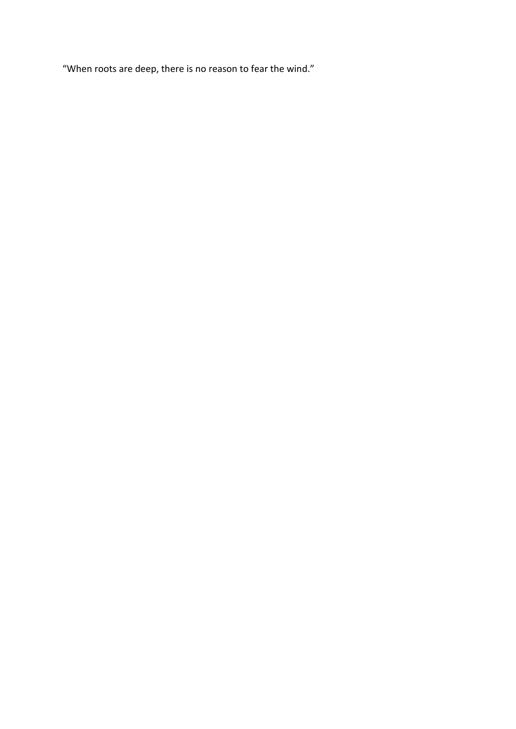“When roots are deep, there is no reason to fear the wind.”